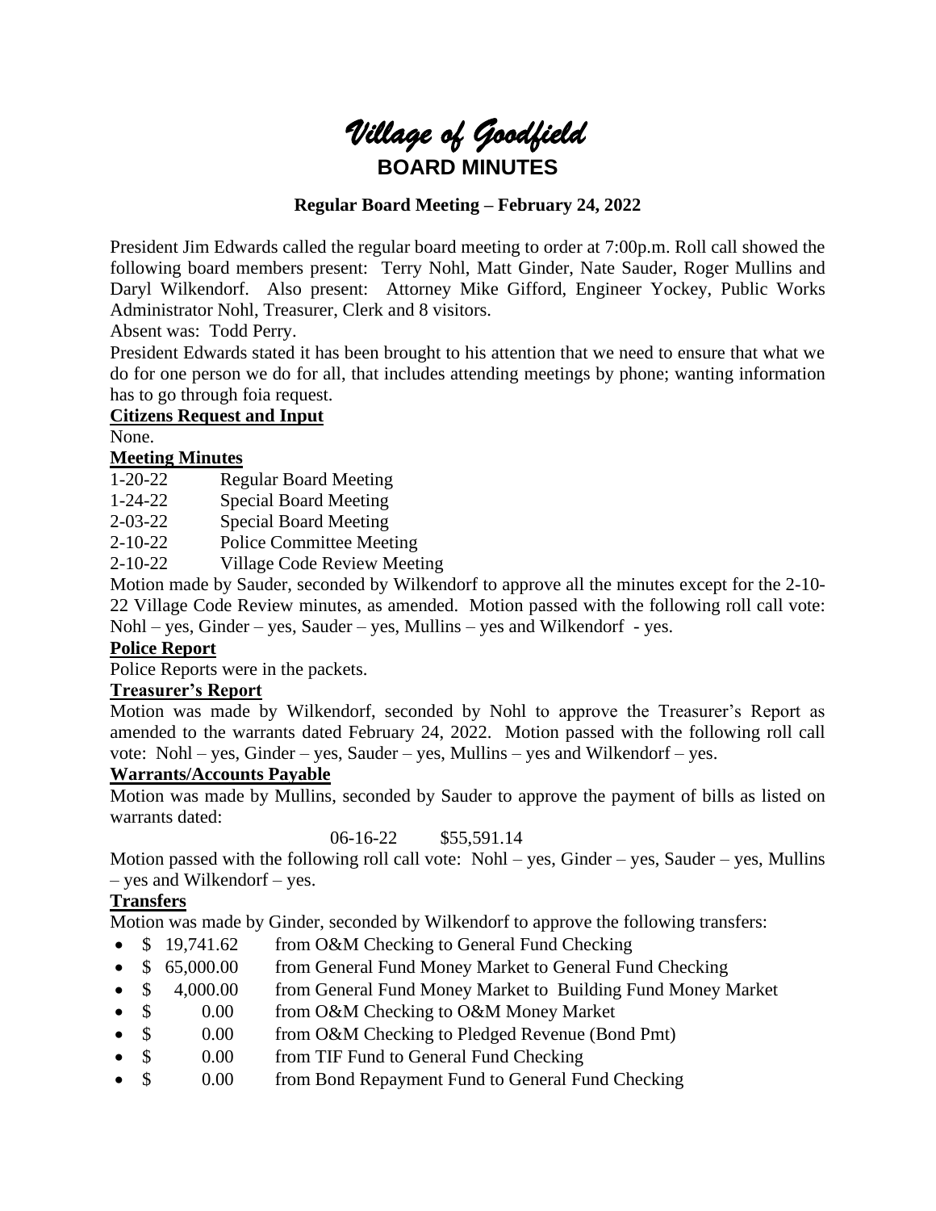# *Village of Goodfield*

## BOARD MINUTES

### Regular Board Meeting – February 24, 2022

President Jim Edwards called the regular board meeting to order at 7:00p.m. Roll call showed the following board members present: Terry Nohl, Matt Ginder, Nate Sauder, Roger Mullins and Daryl Wilkendorf. Also present: Attorney Mike Gifford, Engineer Yockey, Public Works Administrator Nohl, Treasurer, Clerk and 8 visitors.

Absent was: Todd Perry.

President Edwards stated it has been brought to his attention that we need to ensure that what we do for one person we do for all, that includes attending meetings by phone; wanting information has to go through foia request.

**Citizens Request and Input**

None.

**Meeting Minutes**

1-20-22 Regular Board Meeting
1-24-22 Special Board Meeting
2-03-22 Special Board Meeting
2-10-22 Police Committee Meeting
2-10-22 Village Code Review Meeting

Motion made by Sauder, seconded by Wilkendorf to approve all the minutes except for the 2-10-22 Village Code Review minutes, as amended. Motion passed with the following roll call vote: Nohl – yes, Ginder – yes, Sauder – yes, Mullins – yes and Wilkendorf - yes.

**Police Report**

Police Reports were in the packets.

**Treasurer's Report**

Motion was made by Wilkendorf, seconded by Nohl to approve the Treasurer's Report as amended to the warrants dated February 24, 2022. Motion passed with the following roll call vote: Nohl – yes, Ginder – yes, Sauder – yes, Mullins – yes and Wilkendorf – yes.

**Warrants/Accounts Payable**

Motion was made by Mullins, seconded by Sauder to approve the payment of bills as listed on warrants dated:

06-16-22 $55,591.14

Motion passed with the following roll call vote: Nohl – yes, Ginder – yes, Sauder – yes, Mullins – yes and Wilkendorf – yes.

**Transfers**

Motion was made by Ginder, seconded by Wilkendorf to approve the following transfers:

- $ 19,741.62 from O&M Checking to General Fund Checking
- $ 65,000.00 from General Fund Money Market to General Fund Checking
- $ 4,000.00 from General Fund Money Market to Building Fund Money Market
- $ 0.00 from O&M Checking to O&M Money Market
- $ 0.00 from O&M Checking to Pledged Revenue (Bond Pmt)
- $ 0.00 from TIF Fund to General Fund Checking
- $ 0.00 from Bond Repayment Fund to General Fund Checking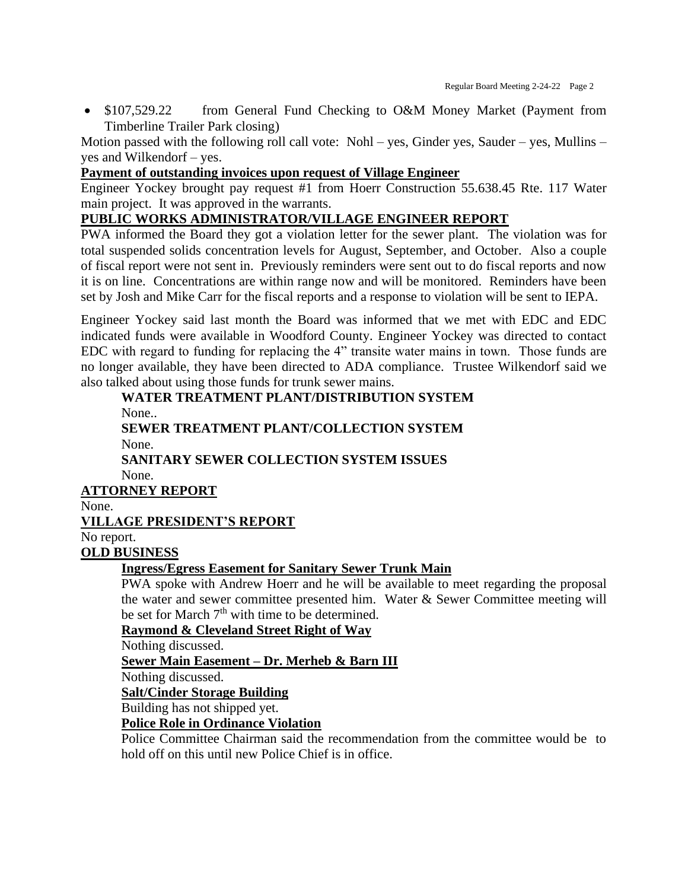- $107,529.22 from General Fund Checking to O&M Money Market (Payment from Timberline Trailer Park closing)

Motion passed with the following roll call vote: Nohl – yes, Ginder yes, Sauder – yes, Mullins – yes and Wilkendorf – yes.

**Payment of outstanding invoices upon request of Village Engineer**

Engineer Yockey brought pay request #1 from Hoerr Construction 55.638.45 Rte. 117 Water main project. It was approved in the warrants.

**PUBLIC WORKS ADMINISTRATOR/VILLAGE ENGINEER REPORT**

PWA informed the Board they got a violation letter for the sewer plant. The violation was for total suspended solids concentration levels for August, September, and October. Also a couple of fiscal report were not sent in. Previously reminders were sent out to do fiscal reports and now it is on line. Concentrations are within range now and will be monitored. Reminders have been set by Josh and Mike Carr for the fiscal reports and a response to violation will be sent to IEPA.

Engineer Yockey said last month the Board was informed that we met with EDC and EDC indicated funds were available in Woodford County. Engineer Yockey was directed to contact EDC with regard to funding for replacing the 4" transite water mains in town. Those funds are no longer available, they have been directed to ADA compliance. Trustee Wilkendorf said we also talked about using those funds for trunk sewer mains.

**WATER TREATMENT PLANT/DISTRIBUTION SYSTEM**

None..

**SEWER TREATMENT PLANT/COLLECTION SYSTEM**

None.

**SANITARY SEWER COLLECTION SYSTEM ISSUES**

None.

**ATTORNEY REPORT**

None.

**VILLAGE PRESIDENT'S REPORT**

No report.

**OLD BUSINESS**

**Ingress/Egress Easement for Sanitary Sewer Trunk Main**

PWA spoke with Andrew Hoerr and he will be available to meet regarding the proposal the water and sewer committee presented him. Water & Sewer Committee meeting will be set for March 7th with time to be determined.

**Raymond & Cleveland Street Right of Way**

Nothing discussed.

**Sewer Main Easement – Dr. Merheb & Barn III**

Nothing discussed.

**Salt/Cinder Storage Building**

Building has not shipped yet.

**Police Role in Ordinance Violation**

Police Committee Chairman said the recommendation from the committee would be to hold off on this until new Police Chief is in office.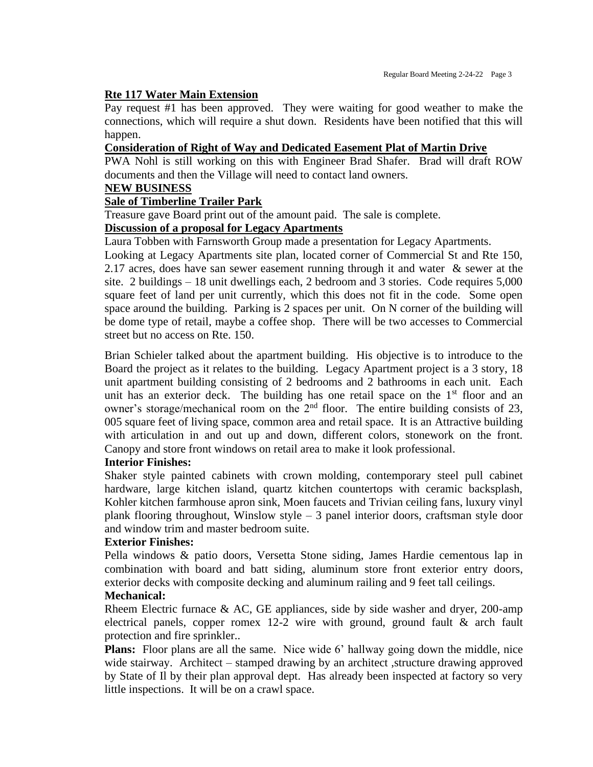**Rte 117 Water Main Extension**

Pay request #1 has been approved. They were waiting for good weather to make the connections, which will require a shut down. Residents have been notified that this will happen.

**Consideration of Right of Way and Dedicated Easement Plat of Martin Drive**

PWA Nohl is still working on this with Engineer Brad Shafer. Brad will draft ROW documents and then the Village will need to contact land owners.

**NEW BUSINESS**

**Sale of Timberline Trailer Park**

Treasure gave Board print out of the amount paid. The sale is complete.

**Discussion of a proposal for Legacy Apartments**

Laura Tobben with Farnsworth Group made a presentation for Legacy Apartments.

Looking at Legacy Apartments site plan, located corner of Commercial St and Rte 150, 2.17 acres, does have san sewer easement running through it and water & sewer at the site. 2 buildings – 18 unit dwellings each, 2 bedroom and 3 stories. Code requires 5,000 square feet of land per unit currently, which this does not fit in the code. Some open space around the building. Parking is 2 spaces per unit. On N corner of the building will be dome type of retail, maybe a coffee shop. There will be two accesses to Commercial street but no access on Rte. 150.

Brian Schieler talked about the apartment building. His objective is to introduce to the Board the project as it relates to the building. Legacy Apartment project is a 3 story, 18 unit apartment building consisting of 2 bedrooms and 2 bathrooms in each unit. Each unit has an exterior deck. The building has one retail space on the 1st floor and an owner's storage/mechanical room on the 2nd floor. The entire building consists of 23, 005 square feet of living space, common area and retail space. It is an Attractive building with articulation in and out up and down, different colors, stonework on the front. Canopy and store front windows on retail area to make it look professional.

**Interior Finishes:**

Shaker style painted cabinets with crown molding, contemporary steel pull cabinet hardware, large kitchen island, quartz kitchen countertops with ceramic backsplash, Kohler kitchen farmhouse apron sink, Moen faucets and Trivian ceiling fans, luxury vinyl plank flooring throughout, Winslow style – 3 panel interior doors, craftsman style door and window trim and master bedroom suite.

**Exterior Finishes:**

Pella windows & patio doors, Versetta Stone siding, James Hardie cementous lap in combination with board and batt siding, aluminum store front exterior entry doors, exterior decks with composite decking and aluminum railing and 9 feet tall ceilings.

**Mechanical:**

Rheem Electric furnace & AC, GE appliances, side by side washer and dryer, 200-amp electrical panels, copper romex 12-2 wire with ground, ground fault & arch fault protection and fire sprinkler..

**Plans:** Floor plans are all the same. Nice wide 6' hallway going down the middle, nice wide stairway. Architect – stamped drawing by an architect ,structure drawing approved by State of Il by their plan approval dept. Has already been inspected at factory so very little inspections. It will be on a crawl space.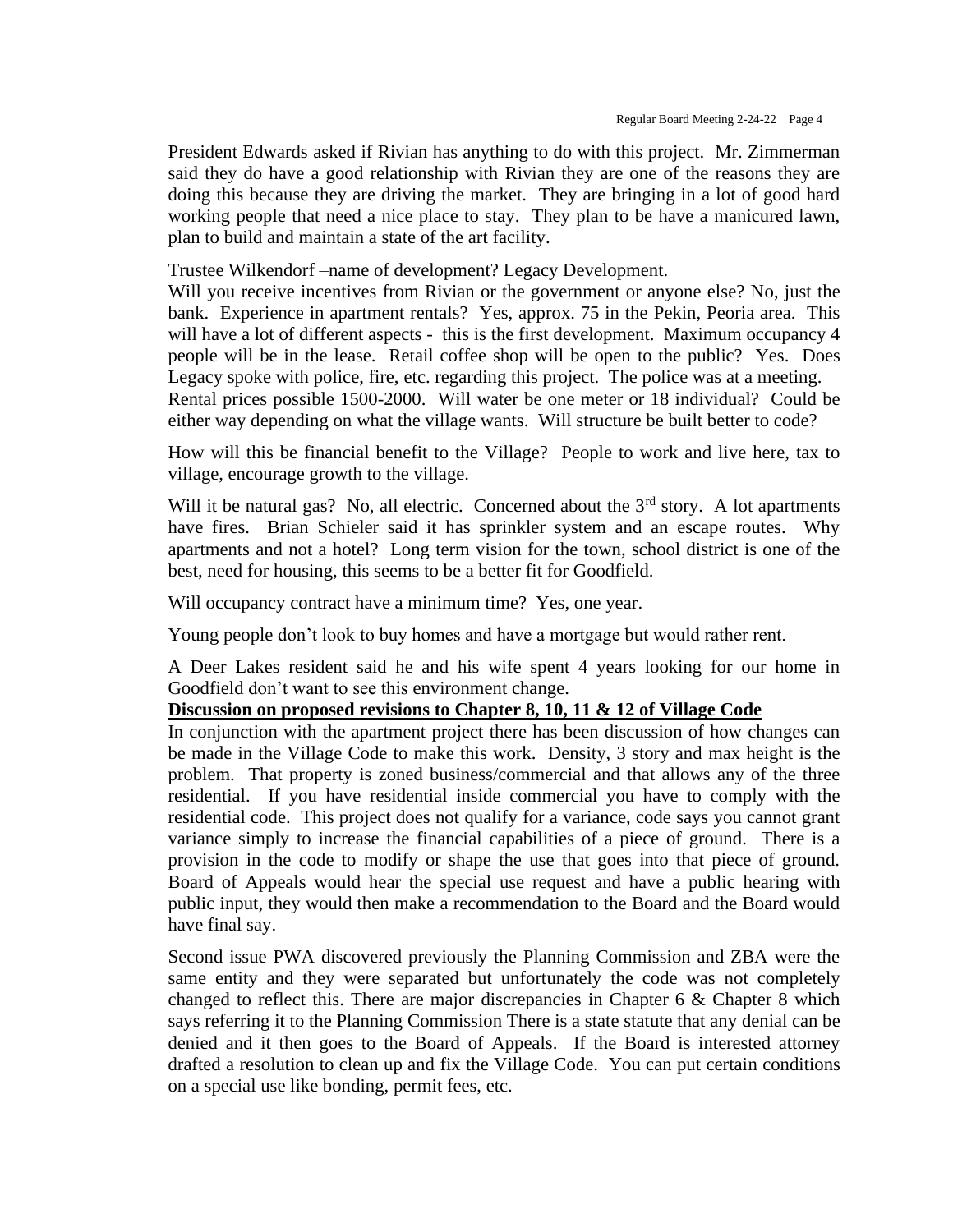President Edwards asked if Rivian has anything to do with this project. Mr. Zimmerman said they do have a good relationship with Rivian they are one of the reasons they are doing this because they are driving the market. They are bringing in a lot of good hard working people that need a nice place to stay. They plan to be have a manicured lawn, plan to build and maintain a state of the art facility.

Trustee Wilkendorf –name of development? Legacy Development.
Will you receive incentives from Rivian or the government or anyone else? No, just the bank. Experience in apartment rentals? Yes, approx. 75 in the Pekin, Peoria area. This will have a lot of different aspects - this is the first development. Maximum occupancy 4 people will be in the lease. Retail coffee shop will be open to the public? Yes. Does Legacy spoke with police, fire, etc. regarding this project. The police was at a meeting.
Rental prices possible 1500-2000. Will water be one meter or 18 individual? Could be either way depending on what the village wants. Will structure be built better to code?

How will this be financial benefit to the Village? People to work and live here, tax to village, encourage growth to the village.

Will it be natural gas? No, all electric. Concerned about the 3rd story. A lot apartments have fires. Brian Schieler said it has sprinkler system and an escape routes. Why apartments and not a hotel? Long term vision for the town, school district is one of the best, need for housing, this seems to be a better fit for Goodfield.

Will occupancy contract have a minimum time? Yes, one year.

Young people don't look to buy homes and have a mortgage but would rather rent.

A Deer Lakes resident said he and his wife spent 4 years looking for our home in Goodfield don't want to see this environment change.

**Discussion on proposed revisions to Chapter 8, 10, 11 & 12 of Village Code**

In conjunction with the apartment project there has been discussion of how changes can be made in the Village Code to make this work. Density, 3 story and max height is the problem. That property is zoned business/commercial and that allows any of the three residential. If you have residential inside commercial you have to comply with the residential code. This project does not qualify for a variance, code says you cannot grant variance simply to increase the financial capabilities of a piece of ground. There is a provision in the code to modify or shape the use that goes into that piece of ground. Board of Appeals would hear the special use request and have a public hearing with public input, they would then make a recommendation to the Board and the Board would have final say.

Second issue PWA discovered previously the Planning Commission and ZBA were the same entity and they were separated but unfortunately the code was not completely changed to reflect this. There are major discrepancies in Chapter 6 & Chapter 8 which says referring it to the Planning Commission There is a state statute that any denial can be denied and it then goes to the Board of Appeals. If the Board is interested attorney drafted a resolution to clean up and fix the Village Code. You can put certain conditions on a special use like bonding, permit fees, etc.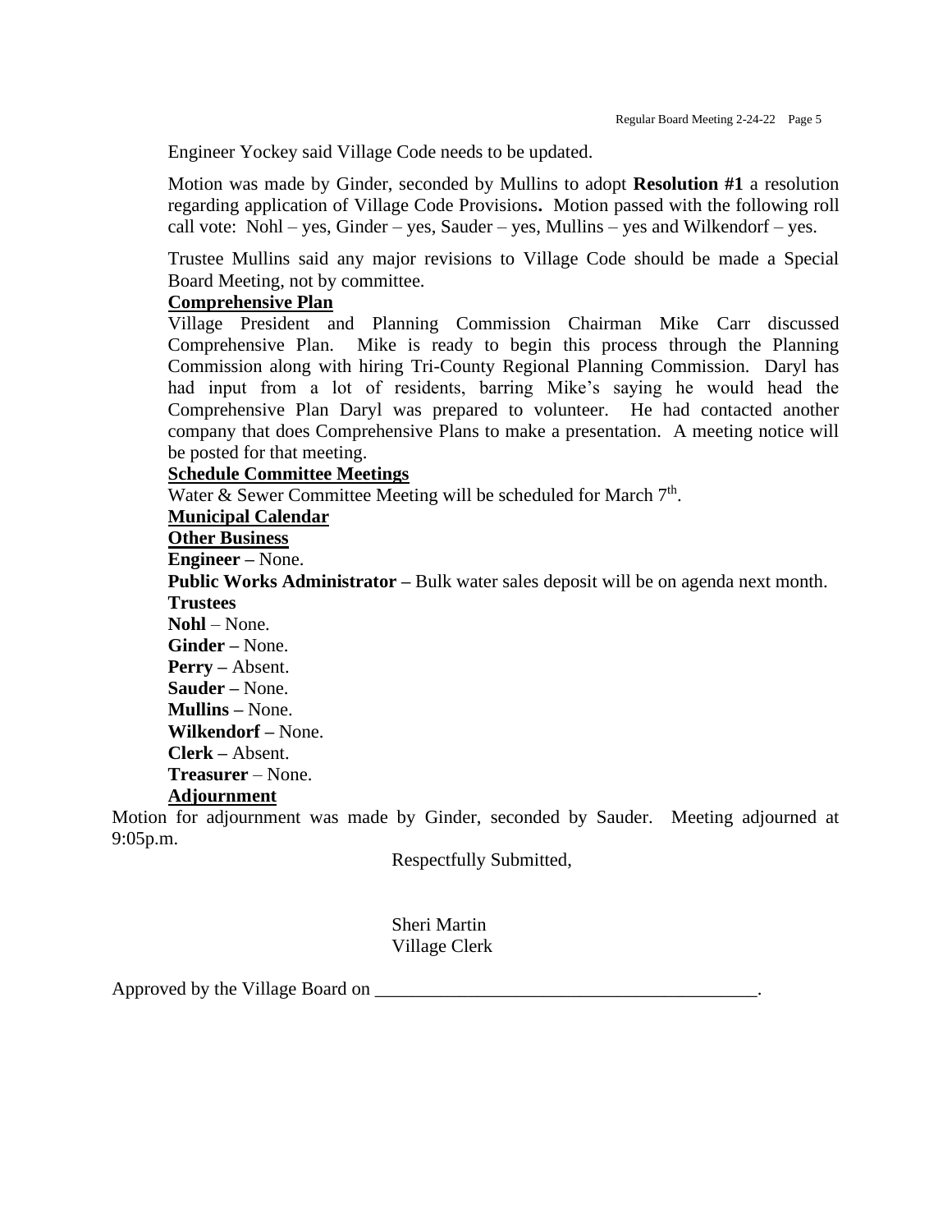Engineer Yockey said Village Code needs to be updated.

Motion was made by Ginder, seconded by Mullins to adopt **Resolution #1** a resolution regarding application of Village Code Provisions**.** Motion passed with the following roll call vote: Nohl – yes, Ginder – yes, Sauder – yes, Mullins – yes and Wilkendorf – yes.

Trustee Mullins said any major revisions to Village Code should be made a Special Board Meeting, not by committee.

**Comprehensive Plan**

Village President and Planning Commission Chairman Mike Carr discussed Comprehensive Plan. Mike is ready to begin this process through the Planning Commission along with hiring Tri-County Regional Planning Commission. Daryl has had input from a lot of residents, barring Mike's saying he would head the Comprehensive Plan Daryl was prepared to volunteer. He had contacted another company that does Comprehensive Plans to make a presentation. A meeting notice will be posted for that meeting.

**Schedule Committee Meetings**

Water & Sewer Committee Meeting will be scheduled for March 7th.

**Municipal Calendar**

**Other Business**

**Engineer –** None.

**Public Works Administrator –** Bulk water sales deposit will be on agenda next month.

**Trustees**

**Nohl** – None.

**Ginder –** None.

**Perry –** Absent.

**Sauder –** None.

**Mullins –** None.

**Wilkendorf –** None.

**Clerk –** Absent.

**Treasurer** – None.

**Adjournment**

Motion for adjournment was made by Ginder, seconded by Sauder. Meeting adjourned at 9:05p.m.

Respectfully Submitted,

Sheri Martin
Village Clerk

Approved by the Village Board on ________________________________________.